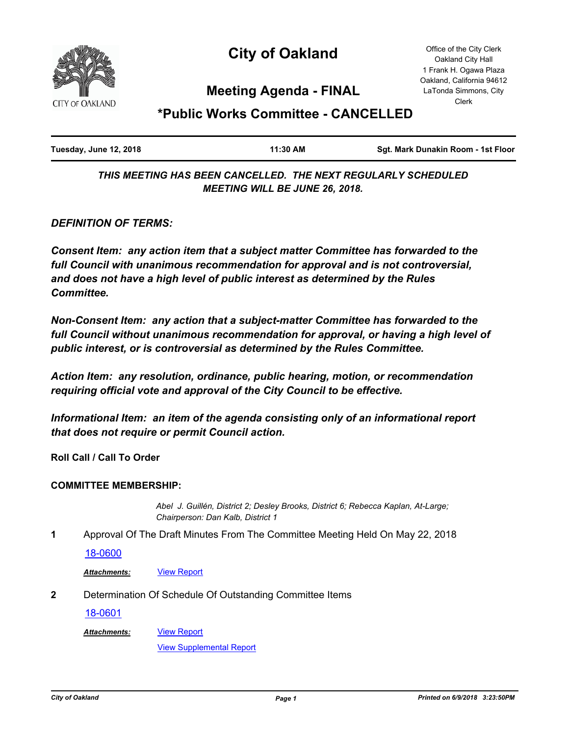# City of Oakland

## Meeting Agenda - FINAL

## *Public Works Committee - CANCELLED

Office of the City Clerk
Oakland City Hall
1 Frank H. Ogawa Plaza
Oakland, California 94612
LaTonda Simmons, City Clerk

| **Tuesday, June 12, 2018** | **11:30 AM** | **Sgt. Mark Dunakin Room - 1st Floor** |
| --- | --- | --- |

***THIS MEETING HAS BEEN CANCELLED. THE NEXT REGULARLY SCHEDULED MEETING WILL BE JUNE 26, 2018.***

***DEFINITION OF TERMS:***

***Consent Item: any action item that a subject matter Committee has forwarded to the full Council with unanimous recommendation for approval and is not controversial, and does not have a high level of public interest as determined by the Rules Committee.***

***Non-Consent Item: any action that a subject-matter Committee has forwarded to the full Council without unanimous recommendation for approval, or having a high level of public interest, or is controversial as determined by the Rules Committee.***

***Action Item: any resolution, ordinance, public hearing, motion, or recommendation requiring official vote and approval of the City Council to be effective.***

***Informational Item: an item of the agenda consisting only of an informational report that does not require or permit Council action.***

**Roll Call / Call To Order**

**COMMITTEE MEMBERSHIP:**

*Abel J. Guillén, District 2; Desley Brooks, District 6; Rebecca Kaplan, At-Large; Chairperson: Dan Kalb, District 1*

**1** Approval Of The Draft Minutes From The Committee Meeting Held On May 22, 2018

18-0600

***Attachments:*** View Report

**2** Determination Of Schedule Of Outstanding Committee Items

18-0601

***Attachments:*** View Report

View Supplemental Report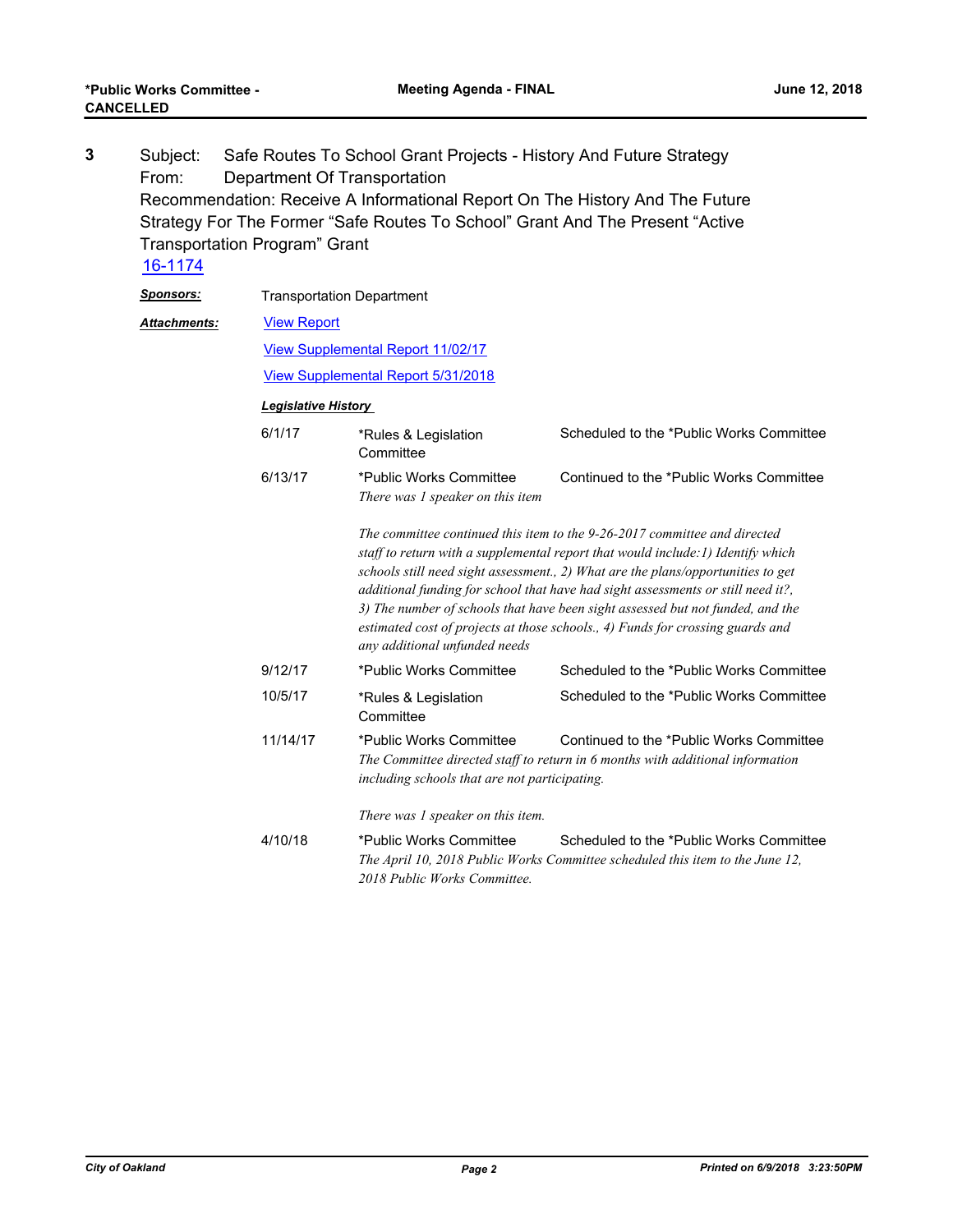**3** Subject: Safe Routes To School Grant Projects - History And Future Strategy
From: Department Of Transportation
Recommendation: Receive A Informational Report On The History And The Future Strategy For The Former "Safe Routes To School" Grant And The Present "Active Transportation Program" Grant

[16-1174]

***Sponsors:*** Transportation Department

***Attachments:*** [View Report]

[View Supplemental Report 11/02/17]

[View Supplemental Report 5/31/2018]

***Legislative History***

| Date | Body | Action |
|---|---|---|
| 6/1/17 | *Rules & Legislation Committee | Scheduled to the *Public Works Committee |
| 6/13/17 | *Public Works Committee<br>*There was 1 speaker on this item*<br><br>*The committee continued this item to the 9-26-2017 committee and directed staff to return with a supplemental report that would include:1) Identify which schools still need sight assessment., 2) What are the plans/opportunities to get additional funding for school that have had sight assessments or still need it?, 3) The number of schools that have been sight assessed but not funded, and the estimated cost of projects at those schools., 4) Funds for crossing guards and any additional unfunded needs* | Continued to the *Public Works Committee |
| 9/12/17 | *Public Works Committee | Scheduled to the *Public Works Committee |
| 10/5/17 | *Rules & Legislation Committee | Scheduled to the *Public Works Committee |
| 11/14/17 | *Public Works Committee<br>*The Committee directed staff to return in 6 months with additional information including schools that are not participating.*<br><br>*There was 1 speaker on this item.* | Continued to the *Public Works Committee |
| 4/10/18 | *Public Works Committee<br>*The April 10, 2018 Public Works Committee scheduled this item to the June 12, 2018 Public Works Committee.* | Scheduled to the *Public Works Committee |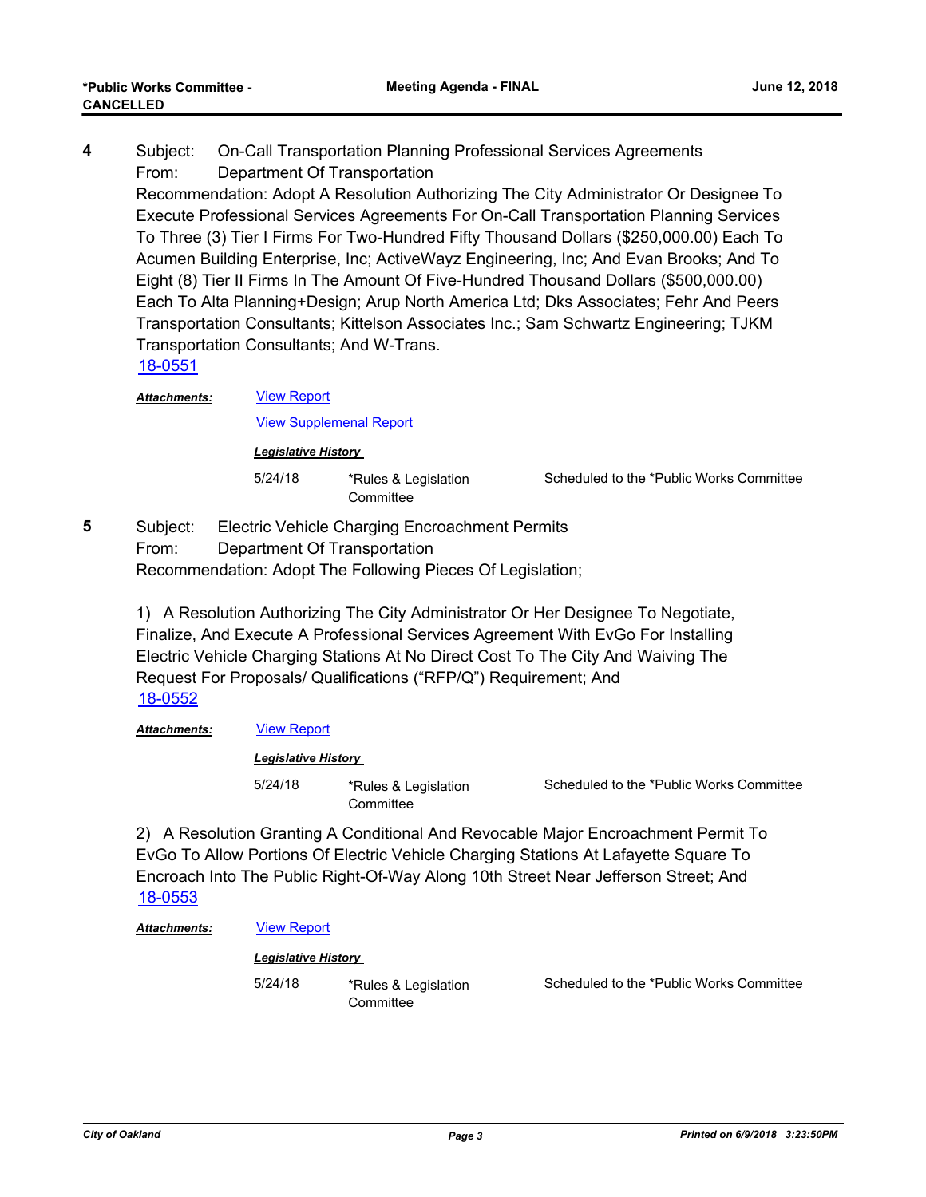**4** Subject: On-Call Transportation Planning Professional Services Agreements
From: Department Of Transportation
Recommendation: Adopt A Resolution Authorizing The City Administrator Or Designee To Execute Professional Services Agreements For On-Call Transportation Planning Services To Three (3) Tier I Firms For Two-Hundred Fifty Thousand Dollars ($250,000.00) Each To Acumen Building Enterprise, Inc; ActiveWayz Engineering, Inc; And Evan Brooks; And To Eight (8) Tier II Firms In The Amount Of Five-Hundred Thousand Dollars ($500,000.00) Each To Alta Planning+Design; Arup North America Ltd; Dks Associates; Fehr And Peers Transportation Consultants; Kittelson Associates Inc.; Sam Schwartz Engineering; TJKM Transportation Consultants; And W-Trans.
18-0551

***Attachments:*** View Report
View Supplemental Report

***Legislative History***

| | | |
|---|---|---|
| 5/24/18 | *Rules & Legislation Committee | Scheduled to the *Public Works Committee |

**5** Subject: Electric Vehicle Charging Encroachment Permits
From: Department Of Transportation
Recommendation: Adopt The Following Pieces Of Legislation;

1) A Resolution Authorizing The City Administrator Or Her Designee To Negotiate, Finalize, And Execute A Professional Services Agreement With EvGo For Installing Electric Vehicle Charging Stations At No Direct Cost To The City And Waiving The Request For Proposals/ Qualifications ("RFP/Q") Requirement; And
18-0552

***Attachments:*** View Report

***Legislative History***

| | | |
|---|---|---|
| 5/24/18 | *Rules & Legislation Committee | Scheduled to the *Public Works Committee |

2) A Resolution Granting A Conditional And Revocable Major Encroachment Permit To EvGo To Allow Portions Of Electric Vehicle Charging Stations At Lafayette Square To Encroach Into The Public Right-Of-Way Along 10th Street Near Jefferson Street; And
18-0553

***Attachments:*** View Report

***Legislative History***

| | | |
|---|---|---|
| 5/24/18 | *Rules & Legislation Committee | Scheduled to the *Public Works Committee |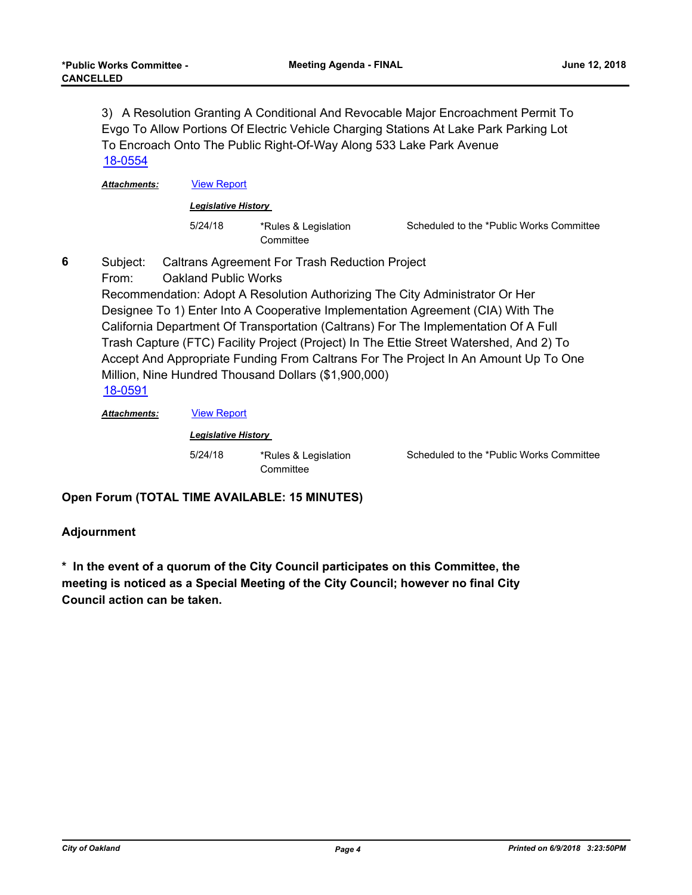3) A Resolution Granting A Conditional And Revocable Major Encroachment Permit To Evgo To Allow Portions Of Electric Vehicle Charging Stations At Lake Park Parking Lot To Encroach Onto The Public Right-Of-Way Along 533 Lake Park Avenue

18-0554

***Attachments:*** View Report

***Legislative History***

| | | |
|---|---|---|
| 5/24/18 | *Rules & Legislation Committee | Scheduled to the *Public Works Committee |

**6** Subject: Caltrans Agreement For Trash Reduction Project

From: Oakland Public Works

Recommendation: Adopt A Resolution Authorizing The City Administrator Or Her Designee To 1) Enter Into A Cooperative Implementation Agreement (CIA) With The California Department Of Transportation (Caltrans) For The Implementation Of A Full Trash Capture (FTC) Facility Project (Project) In The Ettie Street Watershed, And 2) To Accept And Appropriate Funding From Caltrans For The Project In An Amount Up To One Million, Nine Hundred Thousand Dollars ($1,900,000)

18-0591

***Attachments:*** View Report

***Legislative History***

| | | |
|---|---|---|
| 5/24/18 | *Rules & Legislation Committee | Scheduled to the *Public Works Committee |

**Open Forum (TOTAL TIME AVAILABLE: 15 MINUTES)**

**Adjournment**

**\* In the event of a quorum of the City Council participates on this Committee, the meeting is noticed as a Special Meeting of the City Council; however no final City Council action can be taken.**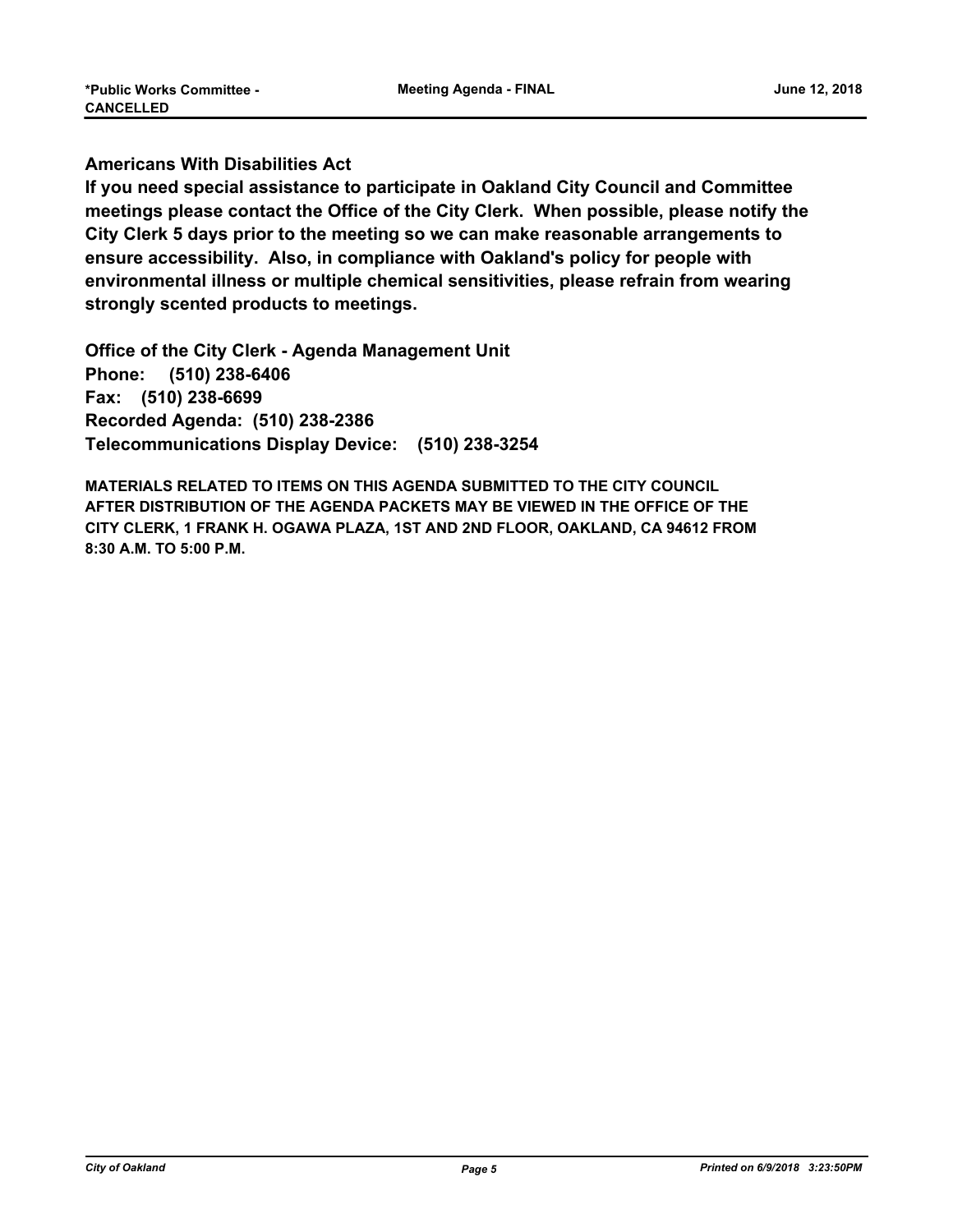**Americans With Disabilities Act**

**If you need special assistance to participate in Oakland City Council and Committee meetings please contact the Office of the City Clerk. When possible, please notify the City Clerk 5 days prior to the meeting so we can make reasonable arrangements to ensure accessibility. Also, in compliance with Oakland's policy for people with environmental illness or multiple chemical sensitivities, please refrain from wearing strongly scented products to meetings.**

**Office of the City Clerk - Agenda Management Unit**
**Phone: (510) 238-6406**
**Fax: (510) 238-6699**
**Recorded Agenda: (510) 238-2386**
**Telecommunications Display Device: (510) 238-3254**

**MATERIALS RELATED TO ITEMS ON THIS AGENDA SUBMITTED TO THE CITY COUNCIL AFTER DISTRIBUTION OF THE AGENDA PACKETS MAY BE VIEWED IN THE OFFICE OF THE CITY CLERK, 1 FRANK H. OGAWA PLAZA, 1ST AND 2ND FLOOR, OAKLAND, CA 94612 FROM 8:30 A.M. TO 5:00 P.M.**